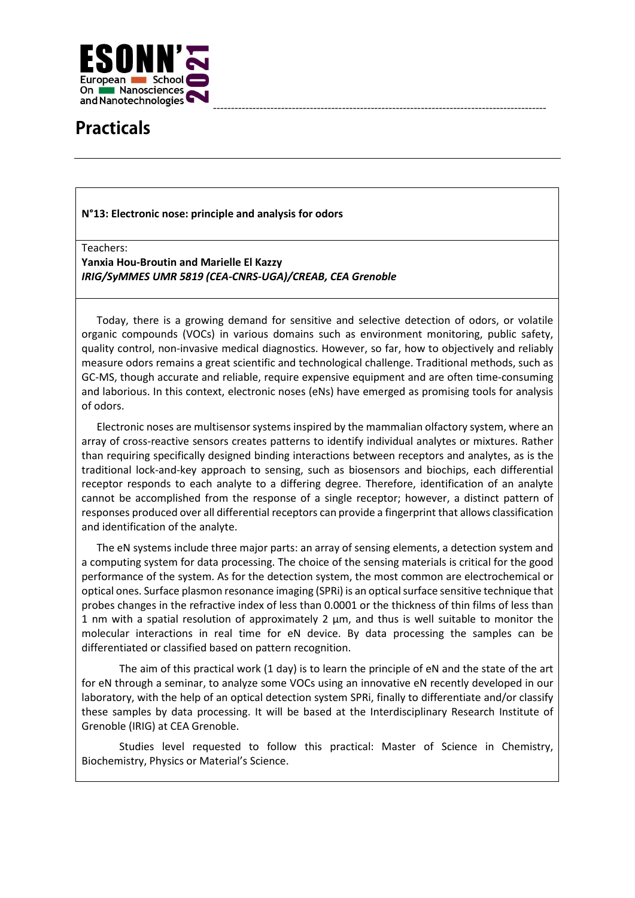# Practicals

**N°13: Electronic nose: principle and analysis for odors**

Teachers:
**Yanxia Hou-Broutin and Marielle El Kazzy**
***IRIG/SyMMES UMR 5819 (CEA-CNRS-UGA)/CREAB, CEA Grenoble***

Today, there is a growing demand for sensitive and selective detection of odors, or volatile organic compounds (VOCs) in various domains such as environment monitoring, public safety, quality control, non-invasive medical diagnostics. However, so far, how to objectively and reliably measure odors remains a great scientific and technological challenge. Traditional methods, such as GC-MS, though accurate and reliable, require expensive equipment and are often time-consuming and laborious. In this context, electronic noses (eNs) have emerged as promising tools for analysis of odors.

Electronic noses are multisensor systems inspired by the mammalian olfactory system, where an array of cross-reactive sensors creates patterns to identify individual analytes or mixtures. Rather than requiring specifically designed binding interactions between receptors and analytes, as is the traditional lock-and-key approach to sensing, such as biosensors and biochips, each differential receptor responds to each analyte to a differing degree. Therefore, identification of an analyte cannot be accomplished from the response of a single receptor; however, a distinct pattern of responses produced over all differential receptors can provide a fingerprint that allows classification and identification of the analyte.

The eN systems include three major parts: an array of sensing elements, a detection system and a computing system for data processing. The choice of the sensing materials is critical for the good performance of the system. As for the detection system, the most common are electrochemical or optical ones. Surface plasmon resonance imaging (SPRi) is an optical surface sensitive technique that probes changes in the refractive index of less than 0.0001 or the thickness of thin films of less than 1 nm with a spatial resolution of approximately 2 µm, and thus is well suitable to monitor the molecular interactions in real time for eN device. By data processing the samples can be differentiated or classified based on pattern recognition.

The aim of this practical work (1 day) is to learn the principle of eN and the state of the art for eN through a seminar, to analyze some VOCs using an innovative eN recently developed in our laboratory, with the help of an optical detection system SPRi, finally to differentiate and/or classify these samples by data processing. It will be based at the Interdisciplinary Research Institute of Grenoble (IRIG) at CEA Grenoble.

Studies level requested to follow this practical: Master of Science in Chemistry, Biochemistry, Physics or Material's Science.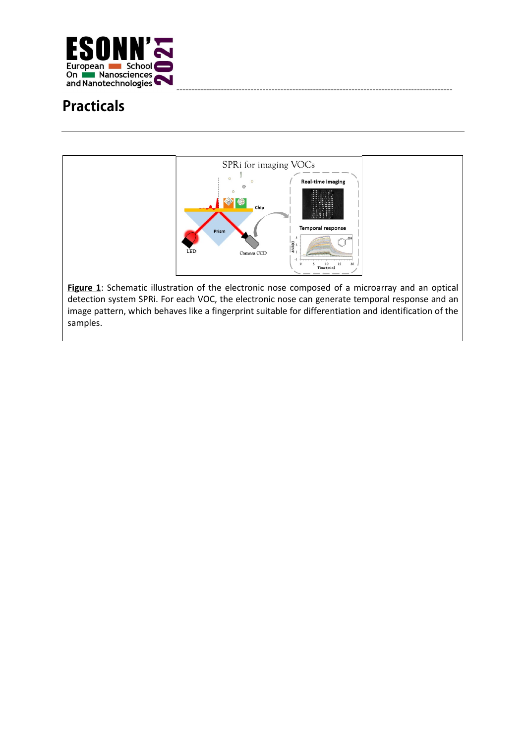SPRi for imaging VOCs

Real-time imaging

Chip

Prism

LED

Camera CCD

Temporal response

ΔR(%)

Time (min)

0 5 10 15 20

**Figure 1**: Schematic illustration of the electronic nose composed of a microarray and an optical detection system SPRi. For each VOC, the electronic nose can generate temporal response and an image pattern, which behaves like a fingerprint suitable for differentiation and identification of the samples.